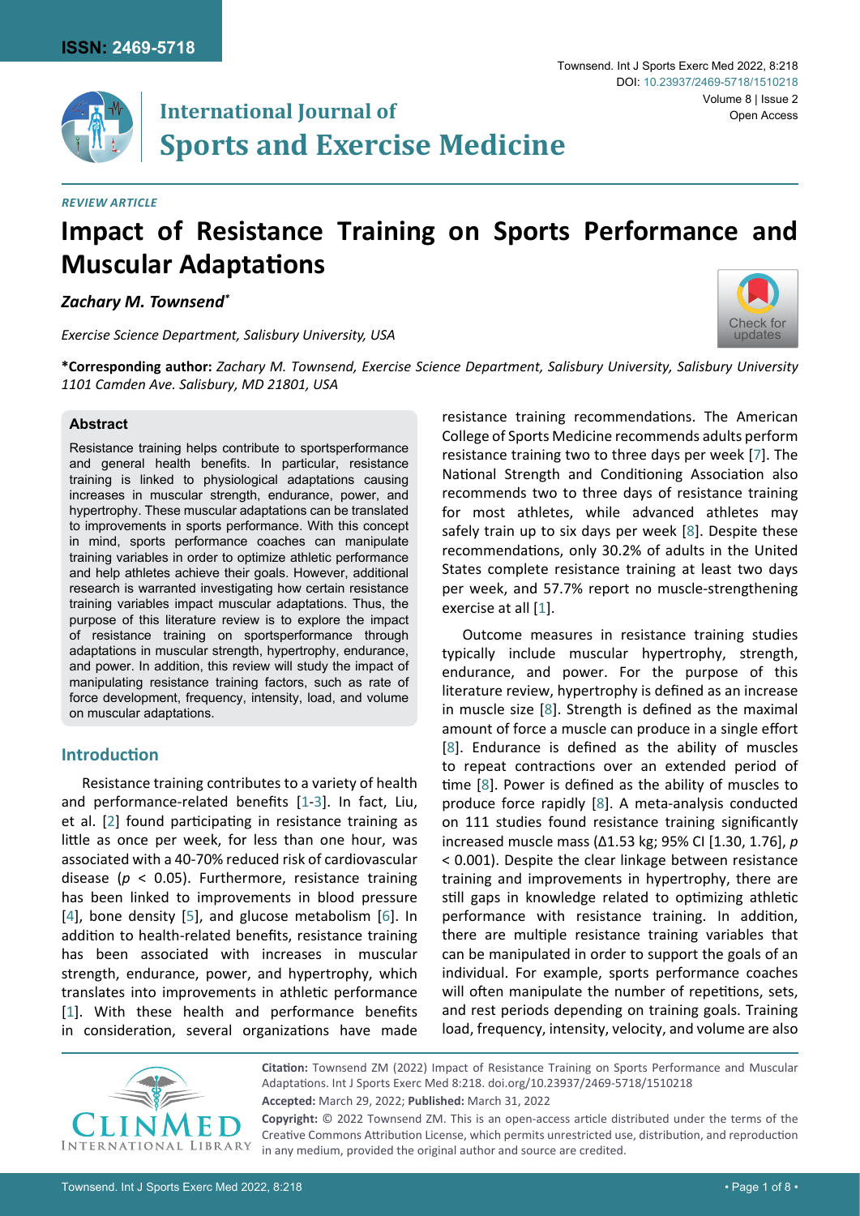*REVIEW ARTICLE*

# Impact of Resistance Training on Sports Performance and Muscular Adaptations

***Zachary M. Townsend****

*Exercise Science Department, Salisbury University, USA*

**\*Corresponding author:** *Zachary M. Townsend, Exercise Science Department, Salisbury University, Salisbury University 1101 Camden Ave. Salisbury, MD 21801, USA*

### Abstract

Resistance training helps contribute to sportsperformance and general health benefits. In particular, resistance training is linked to physiological adaptations causing increases in muscular strength, endurance, power, and hypertrophy. These muscular adaptations can be translated to improvements in sports performance. With this concept in mind, sports performance coaches can manipulate training variables in order to optimize athletic performance and help athletes achieve their goals. However, additional research is warranted investigating how certain resistance training variables impact muscular adaptations. Thus, the purpose of this literature review is to explore the impact of resistance training on sportsperformance through adaptations in muscular strength, hypertrophy, endurance, and power. In addition, this review will study the impact of manipulating resistance training factors, such as rate of force development, frequency, intensity, load, and volume on muscular adaptations.

## Introduction

Resistance training contributes to a variety of health and performance-related benefits [1-3]. In fact, Liu, et al. [2] found participating in resistance training as little as once per week, for less than one hour, was associated with a 40-70% reduced risk of cardiovascular disease ($p < 0.05$). Furthermore, resistance training has been linked to improvements in blood pressure [4], bone density [5], and glucose metabolism [6]. In addition to health-related benefits, resistance training has been associated with increases in muscular strength, endurance, power, and hypertrophy, which translates into improvements in athletic performance [1]. With these health and performance benefits in consideration, several organizations have made resistance training recommendations. The American College of Sports Medicine recommends adults perform resistance training two to three days per week [7]. The National Strength and Conditioning Association also recommends two to three days of resistance training for most athletes, while advanced athletes may safely train up to six days per week [8]. Despite these recommendations, only 30.2% of adults in the United States complete resistance training at least two days per week, and 57.7% report no muscle-strengthening exercise at all [1].

Outcome measures in resistance training studies typically include muscular hypertrophy, strength, endurance, and power. For the purpose of this literature review, hypertrophy is defined as an increase in muscle size [8]. Strength is defined as the maximal amount of force a muscle can produce in a single effort [8]. Endurance is defined as the ability of muscles to repeat contractions over an extended period of time [8]. Power is defined as the ability of muscles to produce force rapidly [8]. A meta-analysis conducted on 111 studies found resistance training significantly increased muscle mass (Δ1.53 kg; 95% CI [1.30, 1.76], $p < 0.001$). Despite the clear linkage between resistance training and improvements in hypertrophy, there are still gaps in knowledge related to optimizing athletic performance with resistance training. In addition, there are multiple resistance training variables that can be manipulated in order to support the goals of an individual. For example, sports performance coaches will often manipulate the number of repetitions, sets, and rest periods depending on training goals. Training load, frequency, intensity, velocity, and volume are also

**Citation:** Townsend ZM (2022) Impact of Resistance Training on Sports Performance and Muscular Adaptations. Int J Sports Exerc Med 8:218. doi.org/10.23937/2469-5718/1510218

**Accepted:** March 29, 2022; **Published:** March 31, 2022

**Copyright:** © 2022 Townsend ZM. This is an open-access article distributed under the terms of the Creative Commons Attribution License, which permits unrestricted use, distribution, and reproduction in any medium, provided the original author and source are credited.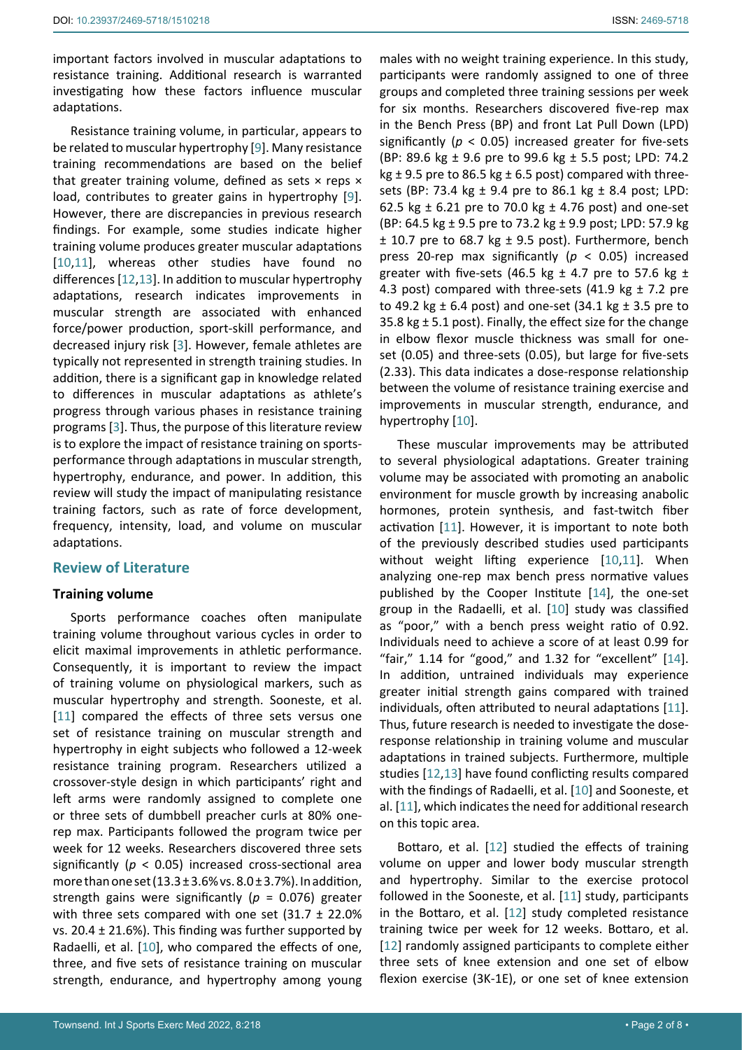important factors involved in muscular adaptations to resistance training. Additional research is warranted investigating how these factors influence muscular adaptations.

Resistance training volume, in particular, appears to be related to muscular hypertrophy [9]. Many resistance training recommendations are based on the belief that greater training volume, defined as sets × reps × load, contributes to greater gains in hypertrophy [9]. However, there are discrepancies in previous research findings. For example, some studies indicate higher training volume produces greater muscular adaptations [10,11], whereas other studies have found no differences [12,13]. In addition to muscular hypertrophy adaptations, research indicates improvements in muscular strength are associated with enhanced force/power production, sport-skill performance, and decreased injury risk [3]. However, female athletes are typically not represented in strength training studies. In addition, there is a significant gap in knowledge related to differences in muscular adaptations as athlete's progress through various phases in resistance training programs [3]. Thus, the purpose of this literature review is to explore the impact of resistance training on sports-performance through adaptations in muscular strength, hypertrophy, endurance, and power. In addition, this review will study the impact of manipulating resistance training factors, such as rate of force development, frequency, intensity, load, and volume on muscular adaptations.

## Review of Literature

### Training volume

Sports performance coaches often manipulate training volume throughout various cycles in order to elicit maximal improvements in athletic performance. Consequently, it is important to review the impact of training volume on physiological markers, such as muscular hypertrophy and strength. Sooneste, et al. [11] compared the effects of three sets versus one set of resistance training on muscular strength and hypertrophy in eight subjects who followed a 12-week resistance training program. Researchers utilized a crossover-style design in which participants' right and left arms were randomly assigned to complete one or three sets of dumbbell preacher curls at 80% one-rep max. Participants followed the program twice per week for 12 weeks. Researchers discovered three sets significantly ($p < 0.05$) increased cross-sectional area more than one set (13.3 ± 3.6% vs. 8.0 ± 3.7%). In addition, strength gains were significantly ($p = 0.076$) greater with three sets compared with one set (31.7 ± 22.0% vs. 20.4 ± 21.6%). This finding was further supported by Radaelli, et al. [10], who compared the effects of one, three, and five sets of resistance training on muscular strength, endurance, and hypertrophy among young males with no weight training experience. In this study, participants were randomly assigned to one of three groups and completed three training sessions per week for six months. Researchers discovered five-rep max in the Bench Press (BP) and front Lat Pull Down (LPD) significantly ($p < 0.05$) increased greater for five-sets (BP: 89.6 kg ± 9.6 pre to 99.6 kg ± 5.5 post; LPD: 74.2 kg ± 9.5 pre to 86.5 kg ± 6.5 post) compared with three-sets (BP: 73.4 kg ± 9.4 pre to 86.1 kg ± 8.4 post; LPD: 62.5 kg ± 6.21 pre to 70.0 kg ± 4.76 post) and one-set (BP: 64.5 kg ± 9.5 pre to 73.2 kg ± 9.9 post; LPD: 57.9 kg ± 10.7 pre to 68.7 kg ± 9.5 post). Furthermore, bench press 20-rep max significantly ($p < 0.05$) increased greater with five-sets (46.5 kg ± 4.7 pre to 57.6 kg ± 4.3 post) compared with three-sets (41.9 kg ± 7.2 pre to 49.2 kg ± 6.4 post) and one-set (34.1 kg ± 3.5 pre to 35.8 kg ± 5.1 post). Finally, the effect size for the change in elbow flexor muscle thickness was small for one-set (0.05) and three-sets (0.05), but large for five-sets (2.33). This data indicates a dose-response relationship between the volume of resistance training exercise and improvements in muscular strength, endurance, and hypertrophy [10].

These muscular improvements may be attributed to several physiological adaptations. Greater training volume may be associated with promoting an anabolic environment for muscle growth by increasing anabolic hormones, protein synthesis, and fast-twitch fiber activation [11]. However, it is important to note both of the previously described studies used participants without weight lifting experience [10,11]. When analyzing one-rep max bench press normative values published by the Cooper Institute [14], the one-set group in the Radaelli, et al. [10] study was classified as "poor," with a bench press weight ratio of 0.92. Individuals need to achieve a score of at least 0.99 for "fair," 1.14 for "good," and 1.32 for "excellent" [14]. In addition, untrained individuals may experience greater initial strength gains compared with trained individuals, often attributed to neural adaptations [11]. Thus, future research is needed to investigate the dose-response relationship in training volume and muscular adaptations in trained subjects. Furthermore, multiple studies [12,13] have found conflicting results compared with the findings of Radaelli, et al. [10] and Sooneste, et al. [11], which indicates the need for additional research on this topic area.

Bottaro, et al. [12] studied the effects of training volume on upper and lower body muscular strength and hypertrophy. Similar to the exercise protocol followed in the Sooneste, et al. [11] study, participants in the Bottaro, et al. [12] study completed resistance training twice per week for 12 weeks. Bottaro, et al. [12] randomly assigned participants to complete either three sets of knee extension and one set of elbow flexion exercise (3K-1E), or one set of knee extension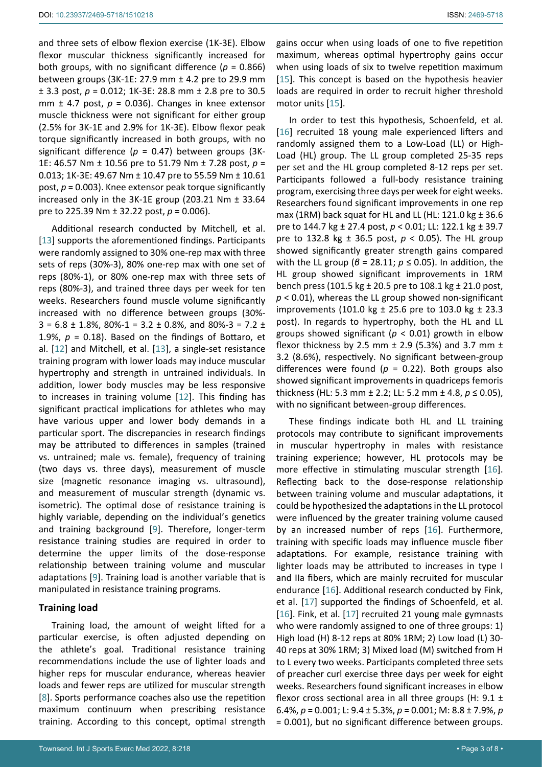and three sets of elbow flexion exercise (1K-3E). Elbow flexor muscular thickness significantly increased for both groups, with no significant difference ($p$ = 0.866) between groups (3K-1E: 27.9 mm ± 4.2 pre to 29.9 mm ± 3.3 post, $p$ = 0.012; 1K-3E: 28.8 mm ± 2.8 pre to 30.5 mm ± 4.7 post, $p$ = 0.036). Changes in knee extensor muscle thickness were not significant for either group (2.5% for 3K-1E and 2.9% for 1K-3E). Elbow flexor peak torque significantly increased in both groups, with no significant difference ($p$ = 0.47) between groups (3K-1E: 46.57 Nm ± 10.56 pre to 51.79 Nm ± 7.28 post, $p$ = 0.013; 1K-3E: 49.67 Nm ± 10.47 pre to 55.59 Nm ± 10.61 post, $p$ = 0.003). Knee extensor peak torque significantly increased only in the 3K-1E group (203.21 Nm ± 33.64 pre to 225.39 Nm ± 32.22 post, $p$ = 0.006).

Additional research conducted by Mitchell, et al. [13] supports the aforementioned findings. Participants were randomly assigned to 30% one-rep max with three sets of reps (30%-3), 80% one-rep max with one set of reps (80%-1), or 80% one-rep max with three sets of reps (80%-3), and trained three days per week for ten weeks. Researchers found muscle volume significantly increased with no difference between groups (30%-3 = 6.8 ± 1.8%, 80%-1 = 3.2 ± 0.8%, and 80%-3 = 7.2 ± 1.9%, $p$ = 0.18). Based on the findings of Bottaro, et al. [12] and Mitchell, et al. [13], a single-set resistance training program with lower loads may induce muscular hypertrophy and strength in untrained individuals. In addition, lower body muscles may be less responsive to increases in training volume [12]. This finding has significant practical implications for athletes who may have various upper and lower body demands in a particular sport. The discrepancies in research findings may be attributed to differences in samples (trained vs. untrained; male vs. female), frequency of training (two days vs. three days), measurement of muscle size (magnetic resonance imaging vs. ultrasound), and measurement of muscular strength (dynamic vs. isometric). The optimal dose of resistance training is highly variable, depending on the individual's genetics and training background [9]. Therefore, longer-term resistance training studies are required in order to determine the upper limits of the dose-response relationship between training volume and muscular adaptations [9]. Training load is another variable that is manipulated in resistance training programs.

## Training load

Training load, the amount of weight lifted for a particular exercise, is often adjusted depending on the athlete's goal. Traditional resistance training recommendations include the use of lighter loads and higher reps for muscular endurance, whereas heavier loads and fewer reps are utilized for muscular strength [8]. Sports performance coaches also use the repetition maximum continuum when prescribing resistance training. According to this concept, optimal strength gains occur when using loads of one to five repetition maximum, whereas optimal hypertrophy gains occur when using loads of six to twelve repetition maximum [15]. This concept is based on the hypothesis heavier loads are required in order to recruit higher threshold motor units [15].

In order to test this hypothesis, Schoenfeld, et al. [16] recruited 18 young male experienced lifters and randomly assigned them to a Low-Load (LL) or High-Load (HL) group. The LL group completed 25-35 reps per set and the HL group completed 8-12 reps per set. Participants followed a full-body resistance training program, exercising three days per week for eight weeks. Researchers found significant improvements in one rep max (1RM) back squat for HL and LL (HL: 121.0 kg ± 36.6 pre to 144.7 kg ± 27.4 post, $p < 0.01$; LL: 122.1 kg ± 39.7 pre to 132.8 kg ± 36.5 post, $p < 0.05$). The HL group showed significantly greater strength gains compared with the LL group ($\beta$ = 28.11; $p \leq 0.05$). In addition, the HL group showed significant improvements in 1RM bench press (101.5 kg ± 20.5 pre to 108.1 kg ± 21.0 post, $p < 0.01$), whereas the LL group showed non-significant improvements (101.0 kg ± 25.6 pre to 103.0 kg ± 23.3 post). In regards to hypertrophy, both the HL and LL groups showed significant ($p < 0.01$) growth in elbow flexor thickness by 2.5 mm ± 2.9 (5.3%) and 3.7 mm ± 3.2 (8.6%), respectively. No significant between-group differences were found ($p$ = 0.22). Both groups also showed significant improvements in quadriceps femoris thickness (HL: 5.3 mm ± 2.2; LL: 5.2 mm ± 4.8, $p \leq 0.05$), with no significant between-group differences.

These findings indicate both HL and LL training protocols may contribute to significant improvements in muscular hypertrophy in males with resistance training experience; however, HL protocols may be more effective in stimulating muscular strength [16]. Reflecting back to the dose-response relationship between training volume and muscular adaptations, it could be hypothesized the adaptations in the LL protocol were influenced by the greater training volume caused by an increased number of reps [16]. Furthermore, training with specific loads may influence muscle fiber adaptations. For example, resistance training with lighter loads may be attributed to increases in type I and IIa fibers, which are mainly recruited for muscular endurance [16]. Additional research conducted by Fink, et al. [17] supported the findings of Schoenfeld, et al. [16]. Fink, et al. [17] recruited 21 young male gymnasts who were randomly assigned to one of three groups: 1) High load (H) 8-12 reps at 80% 1RM; 2) Low load (L) 30-40 reps at 30% 1RM; 3) Mixed load (M) switched from H to L every two weeks. Participants completed three sets of preacher curl exercise three days per week for eight weeks. Researchers found significant increases in elbow flexor cross sectional area in all three groups (H: 9.1 ± 6.4%, $p$ = 0.001; L: 9.4 ± 5.3%, $p$ = 0.001; M: 8.8 ± 7.9%, $p$ = 0.001), but no significant difference between groups.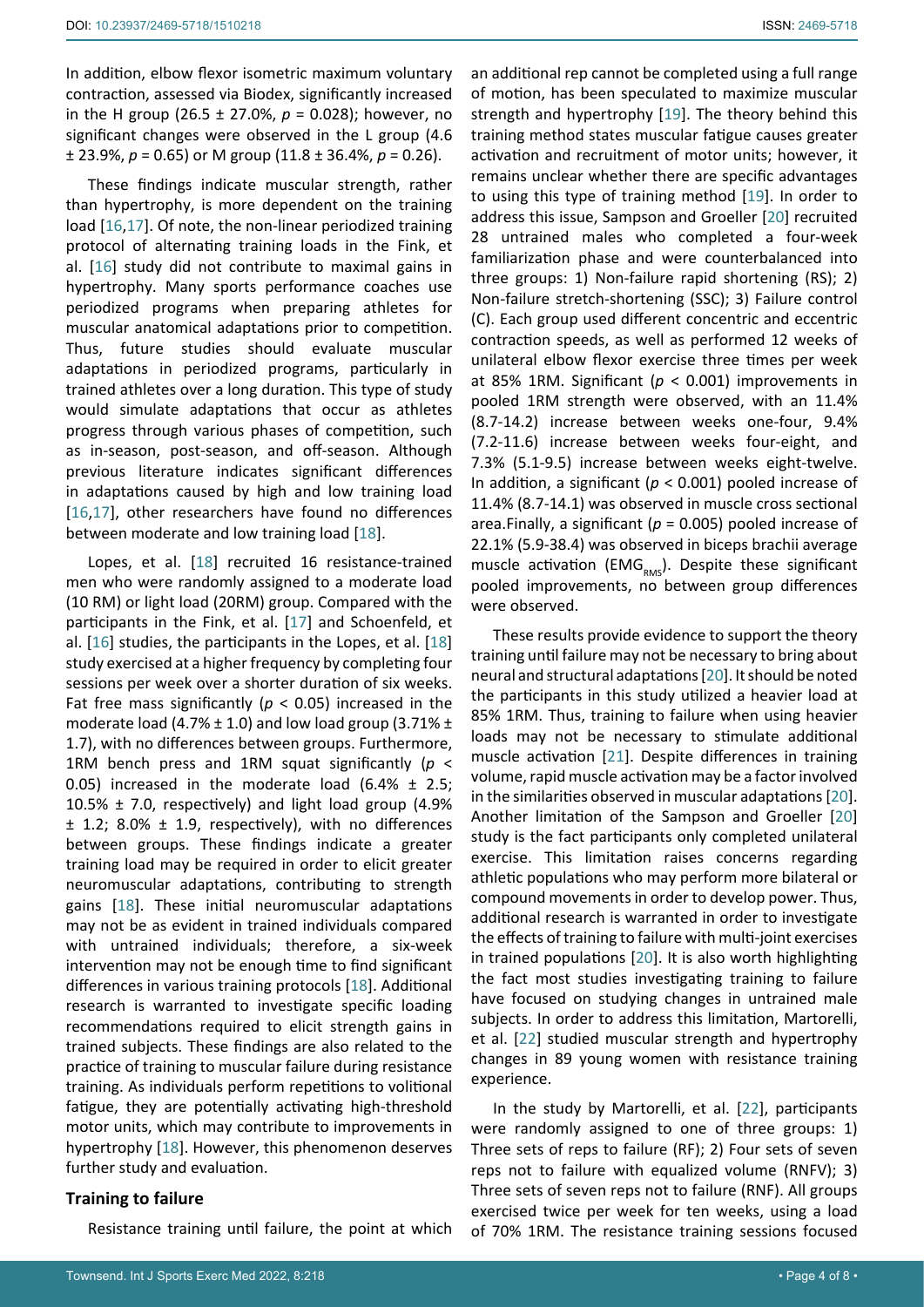In addition, elbow flexor isometric maximum voluntary contraction, assessed via Biodex, significantly increased in the H group (26.5 ± 27.0%, $p = 0.028$); however, no significant changes were observed in the L group (4.6 ± 23.9%, $p = 0.65$) or M group (11.8 ± 36.4%, $p = 0.26$).

These findings indicate muscular strength, rather than hypertrophy, is more dependent on the training load [16,17]. Of note, the non-linear periodized training protocol of alternating training loads in the Fink, et al. [16] study did not contribute to maximal gains in hypertrophy. Many sports performance coaches use periodized programs when preparing athletes for muscular anatomical adaptations prior to competition. Thus, future studies should evaluate muscular adaptations in periodized programs, particularly in trained athletes over a long duration. This type of study would simulate adaptations that occur as athletes progress through various phases of competition, such as in-season, post-season, and off-season. Although previous literature indicates significant differences in adaptations caused by high and low training load [16,17], other researchers have found no differences between moderate and low training load [18].

Lopes, et al. [18] recruited 16 resistance-trained men who were randomly assigned to a moderate load (10 RM) or light load (20RM) group. Compared with the participants in the Fink, et al. [17] and Schoenfeld, et al. [16] studies, the participants in the Lopes, et al. [18] study exercised at a higher frequency by completing four sessions per week over a shorter duration of six weeks. Fat free mass significantly ($p < 0.05$) increased in the moderate load (4.7% ± 1.0) and low load group (3.71% ± 1.7), with no differences between groups. Furthermore, 1RM bench press and 1RM squat significantly ($p < 0.05$) increased in the moderate load (6.4% ± 2.5; 10.5% ± 7.0, respectively) and light load group (4.9% ± 1.2; 8.0% ± 1.9, respectively), with no differences between groups. These findings indicate a greater training load may be required in order to elicit greater neuromuscular adaptations, contributing to strength gains [18]. These initial neuromuscular adaptations may not be as evident in trained individuals compared with untrained individuals; therefore, a six-week intervention may not be enough time to find significant differences in various training protocols [18]. Additional research is warranted to investigate specific loading recommendations required to elicit strength gains in trained subjects. These findings are also related to the practice of training to muscular failure during resistance training. As individuals perform repetitions to volitional fatigue, they are potentially activating high-threshold motor units, which may contribute to improvements in hypertrophy [18]. However, this phenomenon deserves further study and evaluation.

### Training to failure

Resistance training until failure, the point at which an additional rep cannot be completed using a full range of motion, has been speculated to maximize muscular strength and hypertrophy [19]. The theory behind this training method states muscular fatigue causes greater activation and recruitment of motor units; however, it remains unclear whether there are specific advantages to using this type of training method [19]. In order to address this issue, Sampson and Groeller [20] recruited 28 untrained males who completed a four-week familiarization phase and were counterbalanced into three groups: 1) Non-failure rapid shortening (RS); 2) Non-failure stretch-shortening (SSC); 3) Failure control (C). Each group used different concentric and eccentric contraction speeds, as well as performed 12 weeks of unilateral elbow flexor exercise three times per week at 85% 1RM. Significant ($p < 0.001$) improvements in pooled 1RM strength were observed, with an 11.4% (8.7-14.2) increase between weeks one-four, 9.4% (7.2-11.6) increase between weeks four-eight, and 7.3% (5.1-9.5) increase between weeks eight-twelve. In addition, a significant ($p < 0.001$) pooled increase of 11.4% (8.7-14.1) was observed in muscle cross sectional area.Finally, a significant ($p = 0.005$) pooled increase of 22.1% (5.9-38.4) was observed in biceps brachii average muscle activation ($EMG_{RMS}$). Despite these significant pooled improvements, no between group differences were observed.

These results provide evidence to support the theory training until failure may not be necessary to bring about neural and structural adaptations [20]. It should be noted the participants in this study utilized a heavier load at 85% 1RM. Thus, training to failure when using heavier loads may not be necessary to stimulate additional muscle activation [21]. Despite differences in training volume, rapid muscle activation may be a factor involved in the similarities observed in muscular adaptations [20]. Another limitation of the Sampson and Groeller [20] study is the fact participants only completed unilateral exercise. This limitation raises concerns regarding athletic populations who may perform more bilateral or compound movements in order to develop power. Thus, additional research is warranted in order to investigate the effects of training to failure with multi-joint exercises in trained populations [20]. It is also worth highlighting the fact most studies investigating training to failure have focused on studying changes in untrained male subjects. In order to address this limitation, Martorelli, et al. [22] studied muscular strength and hypertrophy changes in 89 young women with resistance training experience.

In the study by Martorelli, et al. [22], participants were randomly assigned to one of three groups: 1) Three sets of reps to failure (RF); 2) Four sets of seven reps not to failure with equalized volume (RNFV); 3) Three sets of seven reps not to failure (RNF). All groups exercised twice per week for ten weeks, using a load of 70% 1RM. The resistance training sessions focused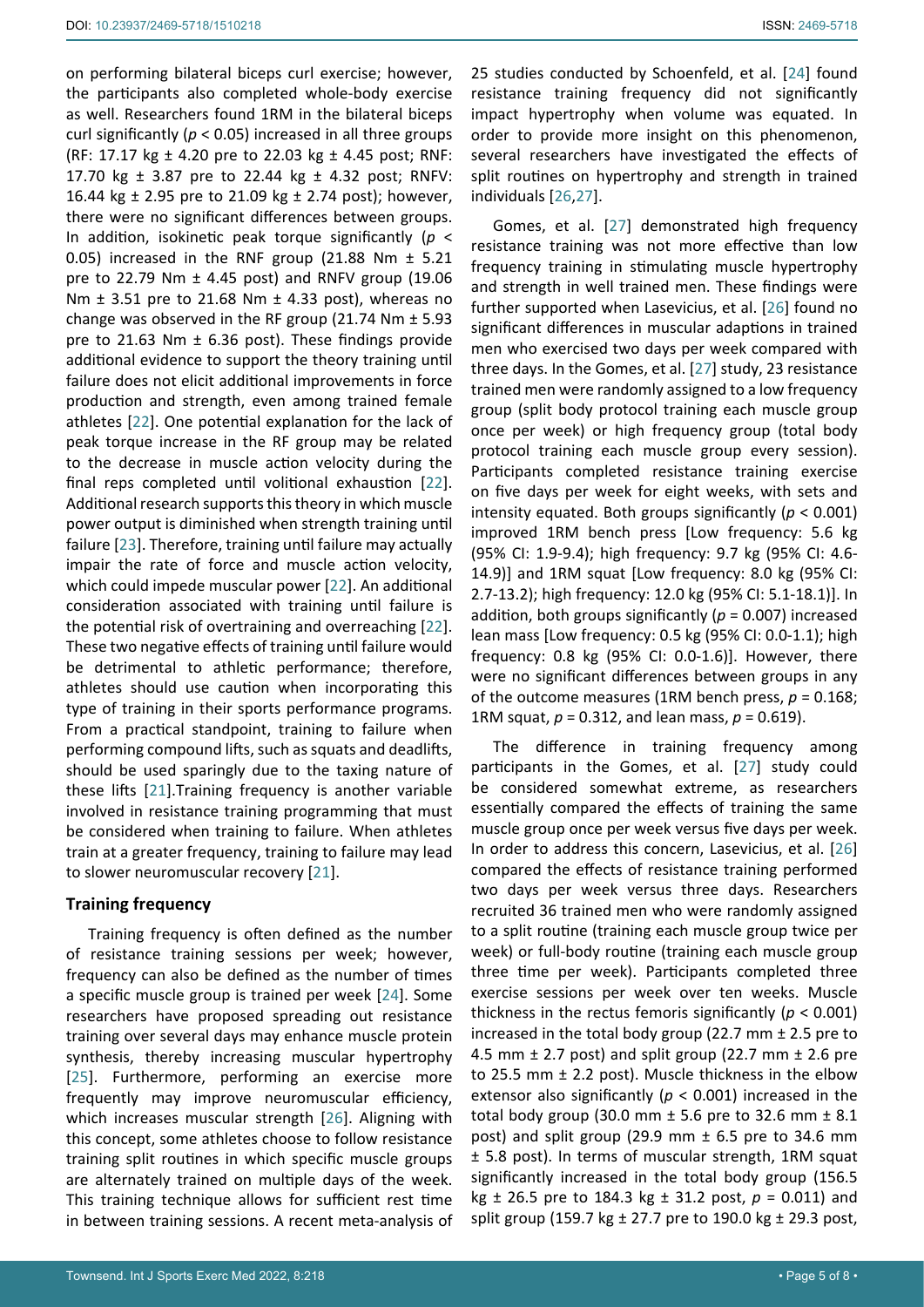on performing bilateral biceps curl exercise; however, the participants also completed whole-body exercise as well. Researchers found 1RM in the bilateral biceps curl significantly ($p < 0.05$) increased in all three groups (RF: 17.17 kg ± 4.20 pre to 22.03 kg ± 4.45 post; RNF: 17.70 kg ± 3.87 pre to 22.44 kg ± 4.32 post; RNFV: 16.44 kg ± 2.95 pre to 21.09 kg ± 2.74 post); however, there were no significant differences between groups. In addition, isokinetic peak torque significantly ($p < 0.05$) increased in the RNF group (21.88 Nm ± 5.21 pre to 22.79 Nm ± 4.45 post) and RNFV group (19.06 Nm ± 3.51 pre to 21.68 Nm ± 4.33 post), whereas no change was observed in the RF group (21.74 Nm ± 5.93 pre to 21.63 Nm ± 6.36 post). These findings provide additional evidence to support the theory training until failure does not elicit additional improvements in force production and strength, even among trained female athletes [22]. One potential explanation for the lack of peak torque increase in the RF group may be related to the decrease in muscle action velocity during the final reps completed until volitional exhaustion [22]. Additional research supports this theory in which muscle power output is diminished when strength training until failure [23]. Therefore, training until failure may actually impair the rate of force and muscle action velocity, which could impede muscular power [22]. An additional consideration associated with training until failure is the potential risk of overtraining and overreaching [22]. These two negative effects of training until failure would be detrimental to athletic performance; therefore, athletes should use caution when incorporating this type of training in their sports performance programs. From a practical standpoint, training to failure when performing compound lifts, such as squats and deadlifts, should be used sparingly due to the taxing nature of these lifts [21].Training frequency is another variable involved in resistance training programming that must be considered when training to failure. When athletes train at a greater frequency, training to failure may lead to slower neuromuscular recovery [21].

## Training frequency

Training frequency is often defined as the number of resistance training sessions per week; however, frequency can also be defined as the number of times a specific muscle group is trained per week [24]. Some researchers have proposed spreading out resistance training over several days may enhance muscle protein synthesis, thereby increasing muscular hypertrophy [25]. Furthermore, performing an exercise more frequently may improve neuromuscular efficiency, which increases muscular strength [26]. Aligning with this concept, some athletes choose to follow resistance training split routines in which specific muscle groups are alternately trained on multiple days of the week. This training technique allows for sufficient rest time in between training sessions. A recent meta-analysis of 25 studies conducted by Schoenfeld, et al. [24] found resistance training frequency did not significantly impact hypertrophy when volume was equated. In order to provide more insight on this phenomenon, several researchers have investigated the effects of split routines on hypertrophy and strength in trained individuals [26,27].

Gomes, et al. [27] demonstrated high frequency resistance training was not more effective than low frequency training in stimulating muscle hypertrophy and strength in well trained men. These findings were further supported when Lasevicius, et al. [26] found no significant differences in muscular adaptions in trained men who exercised two days per week compared with three days. In the Gomes, et al. [27] study, 23 resistance trained men were randomly assigned to a low frequency group (split body protocol training each muscle group once per week) or high frequency group (total body protocol training each muscle group every session). Participants completed resistance training exercise on five days per week for eight weeks, with sets and intensity equated. Both groups significantly ($p < 0.001$) improved 1RM bench press [Low frequency: 5.6 kg (95% CI: 1.9-9.4); high frequency: 9.7 kg (95% CI: 4.6-14.9)] and 1RM squat [Low frequency: 8.0 kg (95% CI: 2.7-13.2); high frequency: 12.0 kg (95% CI: 5.1-18.1)]. In addition, both groups significantly ($p = 0.007$) increased lean mass [Low frequency: 0.5 kg (95% CI: 0.0-1.1); high frequency: 0.8 kg (95% CI: 0.0-1.6)]. However, there were no significant differences between groups in any of the outcome measures (1RM bench press, $p = 0.168$; 1RM squat, $p = 0.312$, and lean mass, $p = 0.619$).

The difference in training frequency among participants in the Gomes, et al. [27] study could be considered somewhat extreme, as researchers essentially compared the effects of training the same muscle group once per week versus five days per week. In order to address this concern, Lasevicius, et al. [26] compared the effects of resistance training performed two days per week versus three days. Researchers recruited 36 trained men who were randomly assigned to a split routine (training each muscle group twice per week) or full-body routine (training each muscle group three time per week). Participants completed three exercise sessions per week over ten weeks. Muscle thickness in the rectus femoris significantly ($p < 0.001$) increased in the total body group (22.7 mm ± 2.5 pre to 4.5 mm ± 2.7 post) and split group (22.7 mm ± 2.6 pre to 25.5 mm ± 2.2 post). Muscle thickness in the elbow extensor also significantly ($p < 0.001$) increased in the total body group (30.0 mm ± 5.6 pre to 32.6 mm ± 8.1 post) and split group (29.9 mm ± 6.5 pre to 34.6 mm ± 5.8 post). In terms of muscular strength, 1RM squat significantly increased in the total body group (156.5 kg ± 26.5 pre to 184.3 kg ± 31.2 post, $p = 0.011$) and split group (159.7 kg ± 27.7 pre to 190.0 kg ± 29.3 post,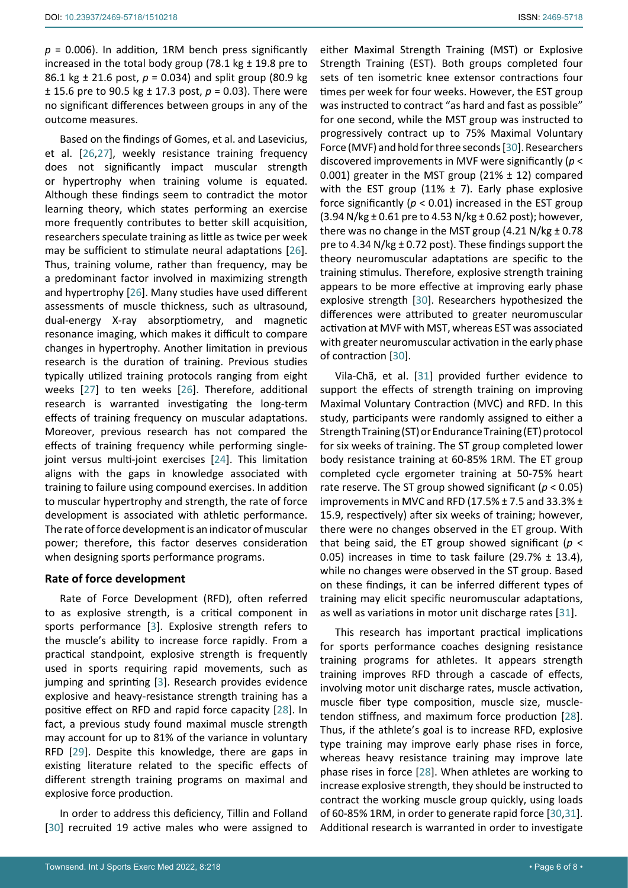$p = 0.006$). In addition, 1RM bench press significantly increased in the total body group (78.1 kg ± 19.8 pre to 86.1 kg ± 21.6 post, $p = 0.034$) and split group (80.9 kg ± 15.6 pre to 90.5 kg ± 17.3 post, $p = 0.03$). There were no significant differences between groups in any of the outcome measures.

Based on the findings of Gomes, et al. and Lasevicius, et al. [26,27], weekly resistance training frequency does not significantly impact muscular strength or hypertrophy when training volume is equated. Although these findings seem to contradict the motor learning theory, which states performing an exercise more frequently contributes to better skill acquisition, researchers speculate training as little as twice per week may be sufficient to stimulate neural adaptations [26]. Thus, training volume, rather than frequency, may be a predominant factor involved in maximizing strength and hypertrophy [26]. Many studies have used different assessments of muscle thickness, such as ultrasound, dual-energy X-ray absorptiometry, and magnetic resonance imaging, which makes it difficult to compare changes in hypertrophy. Another limitation in previous research is the duration of training. Previous studies typically utilized training protocols ranging from eight weeks [27] to ten weeks [26]. Therefore, additional research is warranted investigating the long-term effects of training frequency on muscular adaptations. Moreover, previous research has not compared the effects of training frequency while performing single-joint versus multi-joint exercises [24]. This limitation aligns with the gaps in knowledge associated with training to failure using compound exercises. In addition to muscular hypertrophy and strength, the rate of force development is associated with athletic performance. The rate of force development is an indicator of muscular power; therefore, this factor deserves consideration when designing sports performance programs.

### Rate of force development

Rate of Force Development (RFD), often referred to as explosive strength, is a critical component in sports performance [3]. Explosive strength refers to the muscle's ability to increase force rapidly. From a practical standpoint, explosive strength is frequently used in sports requiring rapid movements, such as jumping and sprinting [3]. Research provides evidence explosive and heavy-resistance strength training has a positive effect on RFD and rapid force capacity [28]. In fact, a previous study found maximal muscle strength may account for up to 81% of the variance in voluntary RFD [29]. Despite this knowledge, there are gaps in existing literature related to the specific effects of different strength training programs on maximal and explosive force production.

In order to address this deficiency, Tillin and Folland [30] recruited 19 active males who were assigned to either Maximal Strength Training (MST) or Explosive Strength Training (EST). Both groups completed four sets of ten isometric knee extensor contractions four times per week for four weeks. However, the EST group was instructed to contract "as hard and fast as possible" for one second, while the MST group was instructed to progressively contract up to 75% Maximal Voluntary Force (MVF) and hold for three seconds [30]. Researchers discovered improvements in MVF were significantly ($p < 0.001$) greater in the MST group (21% ± 12) compared with the EST group (11% ± 7). Early phase explosive force significantly ($p < 0.01$) increased in the EST group (3.94 N/kg ± 0.61 pre to 4.53 N/kg ± 0.62 post); however, there was no change in the MST group (4.21 N/kg ± 0.78 pre to 4.34 N/kg ± 0.72 post). These findings support the theory neuromuscular adaptations are specific to the training stimulus. Therefore, explosive strength training appears to be more effective at improving early phase explosive strength [30]. Researchers hypothesized the differences were attributed to greater neuromuscular activation at MVF with MST, whereas EST was associated with greater neuromuscular activation in the early phase of contraction [30].

Vila-Chã, et al. [31] provided further evidence to support the effects of strength training on improving Maximal Voluntary Contraction (MVC) and RFD. In this study, participants were randomly assigned to either a Strength Training (ST) or Endurance Training (ET) protocol for six weeks of training. The ST group completed lower body resistance training at 60-85% 1RM. The ET group completed cycle ergometer training at 50-75% heart rate reserve. The ST group showed significant ($p < 0.05$) improvements in MVC and RFD (17.5% ± 7.5 and 33.3% ± 15.9, respectively) after six weeks of training; however, there were no changes observed in the ET group. With that being said, the ET group showed significant ($p < 0.05$) increases in time to task failure (29.7% ± 13.4), while no changes were observed in the ST group. Based on these findings, it can be inferred different types of training may elicit specific neuromuscular adaptations, as well as variations in motor unit discharge rates [31].

This research has important practical implications for sports performance coaches designing resistance training programs for athletes. It appears strength training improves RFD through a cascade of effects, involving motor unit discharge rates, muscle activation, muscle fiber type composition, muscle size, muscle-tendon stiffness, and maximum force production [28]. Thus, if the athlete's goal is to increase RFD, explosive type training may improve early phase rises in force, whereas heavy resistance training may improve late phase rises in force [28]. When athletes are working to increase explosive strength, they should be instructed to contract the working muscle group quickly, using loads of 60-85% 1RM, in order to generate rapid force [30,31]. Additional research is warranted in order to investigate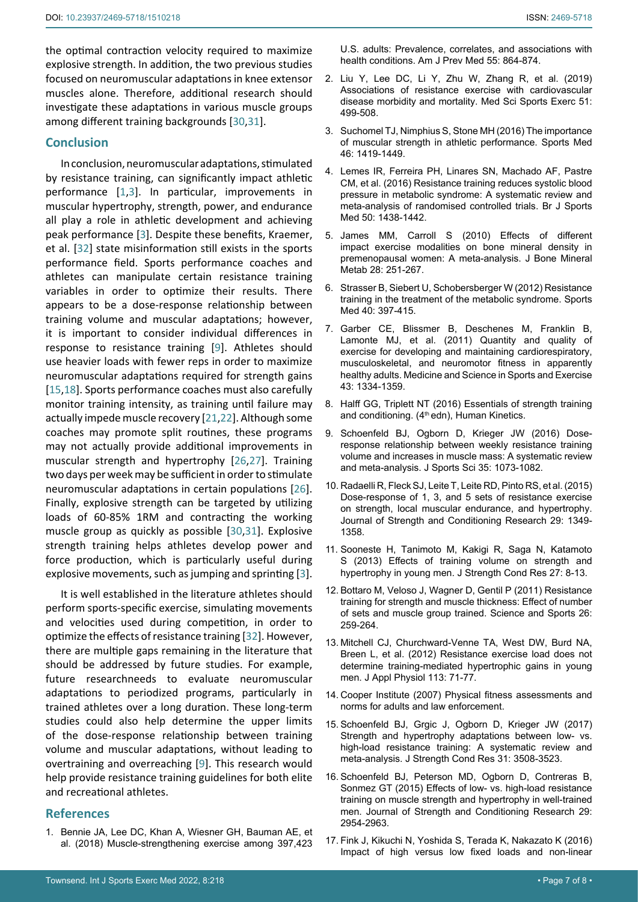the optimal contraction velocity required to maximize explosive strength. In addition, the two previous studies focused on neuromuscular adaptations in knee extensor muscles alone. Therefore, additional research should investigate these adaptations in various muscle groups among different training backgrounds [30,31].

## Conclusion

In conclusion, neuromuscular adaptations, stimulated by resistance training, can significantly impact athletic performance [1,3]. In particular, improvements in muscular hypertrophy, strength, power, and endurance all play a role in athletic development and achieving peak performance [3]. Despite these benefits, Kraemer, et al. [32] state misinformation still exists in the sports performance field. Sports performance coaches and athletes can manipulate certain resistance training variables in order to optimize their results. There appears to be a dose-response relationship between training volume and muscular adaptations; however, it is important to consider individual differences in response to resistance training [9]. Athletes should use heavier loads with fewer reps in order to maximize neuromuscular adaptations required for strength gains [15,18]. Sports performance coaches must also carefully monitor training intensity, as training until failure may actually impede muscle recovery [21,22]. Although some coaches may promote split routines, these programs may not actually provide additional improvements in muscular strength and hypertrophy [26,27]. Training two days per week may be sufficient in order to stimulate neuromuscular adaptations in certain populations [26]. Finally, explosive strength can be targeted by utilizing loads of 60-85% 1RM and contracting the working muscle group as quickly as possible [30,31]. Explosive strength training helps athletes develop power and force production, which is particularly useful during explosive movements, such as jumping and sprinting [3].

It is well established in the literature athletes should perform sports-specific exercise, simulating movements and velocities used during competition, in order to optimize the effects of resistance training [32]. However, there are multiple gaps remaining in the literature that should be addressed by future studies. For example, future researchneeds to evaluate neuromuscular adaptations to periodized programs, particularly in trained athletes over a long duration. These long-term studies could also help determine the upper limits of the dose-response relationship between training volume and muscular adaptations, without leading to overtraining and overreaching [9]. This research would help provide resistance training guidelines for both elite and recreational athletes.

## References

1. Bennie JA, Lee DC, Khan A, Wiesner GH, Bauman AE, et al. (2018) Muscle-strengthening exercise among 397,423 U.S. adults: Prevalence, correlates, and associations with health conditions. Am J Prev Med 55: 864-874.
2. Liu Y, Lee DC, Li Y, Zhu W, Zhang R, et al. (2019) Associations of resistance exercise with cardiovascular disease morbidity and mortality. Med Sci Sports Exerc 51: 499-508.
3. Suchomel TJ, Nimphius S, Stone MH (2016) The importance of muscular strength in athletic performance. Sports Med 46: 1419-1449.
4. Lemes IR, Ferreira PH, Linares SN, Machado AF, Pastre CM, et al. (2016) Resistance training reduces systolic blood pressure in metabolic syndrome: A systematic review and meta-analysis of randomised controlled trials. Br J Sports Med 50: 1438-1442.
5. James MM, Carroll S (2010) Effects of different impact exercise modalities on bone mineral density in premenopausal women: A meta-analysis. J Bone Mineral Metab 28: 251-267.
6. Strasser B, Siebert U, Schobersberger W (2012) Resistance training in the treatment of the metabolic syndrome. Sports Med 40: 397-415.
7. Garber CE, Blissmer B, Deschenes M, Franklin B, Lamonte MJ, et al. (2011) Quantity and quality of exercise for developing and maintaining cardiorespiratory, musculoskeletal, and neuromotor fitness in apparently healthy adults. Medicine and Science in Sports and Exercise 43: 1334-1359.
8. Halff GG, Triplett NT (2016) Essentials of strength training and conditioning. (4th edn), Human Kinetics.
9. Schoenfeld BJ, Ogborn D, Krieger JW (2016) Dose-response relationship between weekly resistance training volume and increases in muscle mass: A systematic review and meta-analysis. J Sports Sci 35: 1073-1082.
10. Radaelli R, Fleck SJ, Leite T, Leite RD, Pinto RS, et al. (2015) Dose-response of 1, 3, and 5 sets of resistance exercise on strength, local muscular endurance, and hypertrophy. Journal of Strength and Conditioning Research 29: 1349-1358.
11. Sooneste H, Tanimoto M, Kakigi R, Saga N, Katamoto S (2013) Effects of training volume on strength and hypertrophy in young men. J Strength Cond Res 27: 8-13.
12. Bottaro M, Veloso J, Wagner D, Gentil P (2011) Resistance training for strength and muscle thickness: Effect of number of sets and muscle group trained. Science and Sports 26: 259-264.
13. Mitchell CJ, Churchward-Venne TA, West DW, Burd NA, Breen L, et al. (2012) Resistance exercise load does not determine training-mediated hypertrophic gains in young men. J Appl Physiol 113: 71-77.
14. Cooper Institute (2007) Physical fitness assessments and norms for adults and law enforcement.
15. Schoenfeld BJ, Grgic J, Ogborn D, Krieger JW (2017) Strength and hypertrophy adaptations between low- vs. high-load resistance training: A systematic review and meta-analysis. J Strength Cond Res 31: 3508-3523.
16. Schoenfeld BJ, Peterson MD, Ogborn D, Contreras B, Sonmez GT (2015) Effects of low- vs. high-load resistance training on muscle strength and hypertrophy in well-trained men. Journal of Strength and Conditioning Research 29: 2954-2963.
17. Fink J, Kikuchi N, Yoshida S, Terada K, Nakazato K (2016) Impact of high versus low fixed loads and non-linear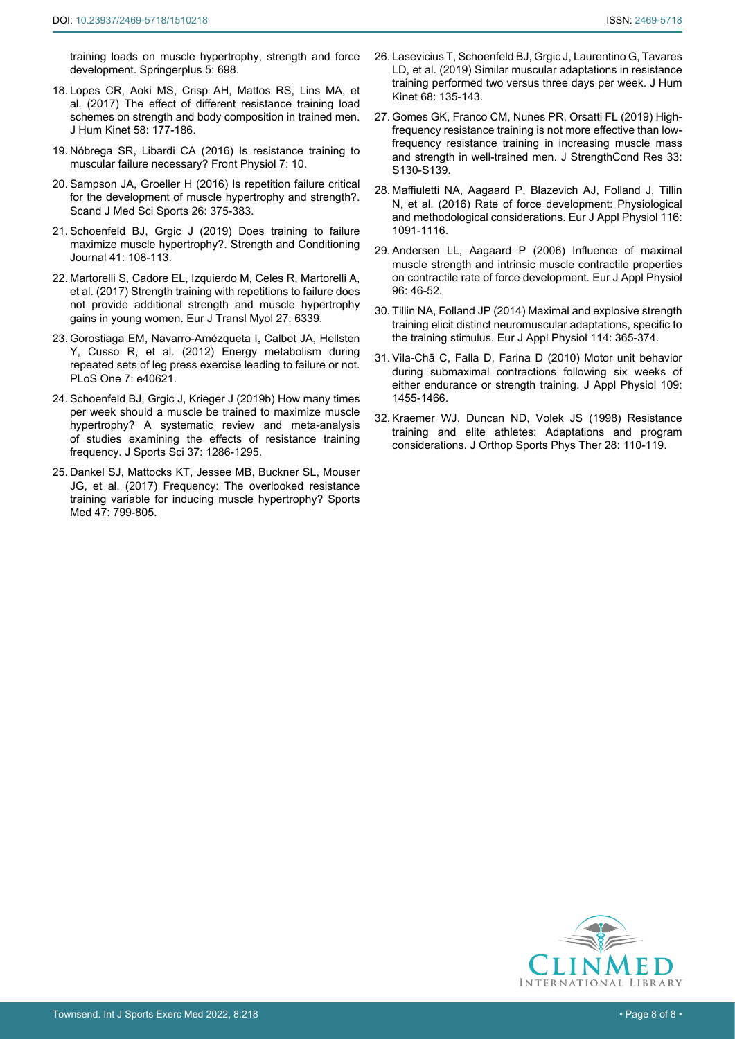training loads on muscle hypertrophy, strength and force development. Springerplus 5: 698.

18. Lopes CR, Aoki MS, Crisp AH, Mattos RS, Lins MA, et al. (2017) The effect of different resistance training load schemes on strength and body composition in trained men. J Hum Kinet 58: 177-186.
19. Nóbrega SR, Libardi CA (2016) Is resistance training to muscular failure necessary? Front Physiol 7: 10.
20. Sampson JA, Groeller H (2016) Is repetition failure critical for the development of muscle hypertrophy and strength?. Scand J Med Sci Sports 26: 375-383.
21. Schoenfeld BJ, Grgic J (2019) Does training to failure maximize muscle hypertrophy?. Strength and Conditioning Journal 41: 108-113.
22. Martorelli S, Cadore EL, Izquierdo M, Celes R, Martorelli A, et al. (2017) Strength training with repetitions to failure does not provide additional strength and muscle hypertrophy gains in young women. Eur J Transl Myol 27: 6339.
23. Gorostiaga EM, Navarro-Amézqueta I, Calbet JA, Hellsten Y, Cusso R, et al. (2012) Energy metabolism during repeated sets of leg press exercise leading to failure or not. PLoS One 7: e40621.
24. Schoenfeld BJ, Grgic J, Krieger J (2019b) How many times per week should a muscle be trained to maximize muscle hypertrophy? A systematic review and meta-analysis of studies examining the effects of resistance training frequency. J Sports Sci 37: 1286-1295.
25. Dankel SJ, Mattocks KT, Jessee MB, Buckner SL, Mouser JG, et al. (2017) Frequency: The overlooked resistance training variable for inducing muscle hypertrophy? Sports Med 47: 799-805.
26. Lasevicius T, Schoenfeld BJ, Grgic J, Laurentino G, Tavares LD, et al. (2019) Similar muscular adaptations in resistance training performed two versus three days per week. J Hum Kinet 68: 135-143.
27. Gomes GK, Franco CM, Nunes PR, Orsatti FL (2019) High-frequency resistance training is not more effective than low-frequency resistance training in increasing muscle mass and strength in well-trained men. J StrengthCond Res 33: S130-S139.
28. Maffiuletti NA, Aagaard P, Blazevich AJ, Folland J, Tillin N, et al. (2016) Rate of force development: Physiological and methodological considerations. Eur J Appl Physiol 116: 1091-1116.
29. Andersen LL, Aagaard P (2006) Influence of maximal muscle strength and intrinsic muscle contractile properties on contractile rate of force development. Eur J Appl Physiol 96: 46-52.
30. Tillin NA, Folland JP (2014) Maximal and explosive strength training elicit distinct neuromuscular adaptations, specific to the training stimulus. Eur J Appl Physiol 114: 365-374.
31. Vila-Chã C, Falla D, Farina D (2010) Motor unit behavior during submaximal contractions following six weeks of either endurance or strength training. J Appl Physiol 109: 1455-1466.
32. Kraemer WJ, Duncan ND, Volek JS (1998) Resistance training and elite athletes: Adaptations and program considerations. J Orthop Sports Phys Ther 28: 110-119.